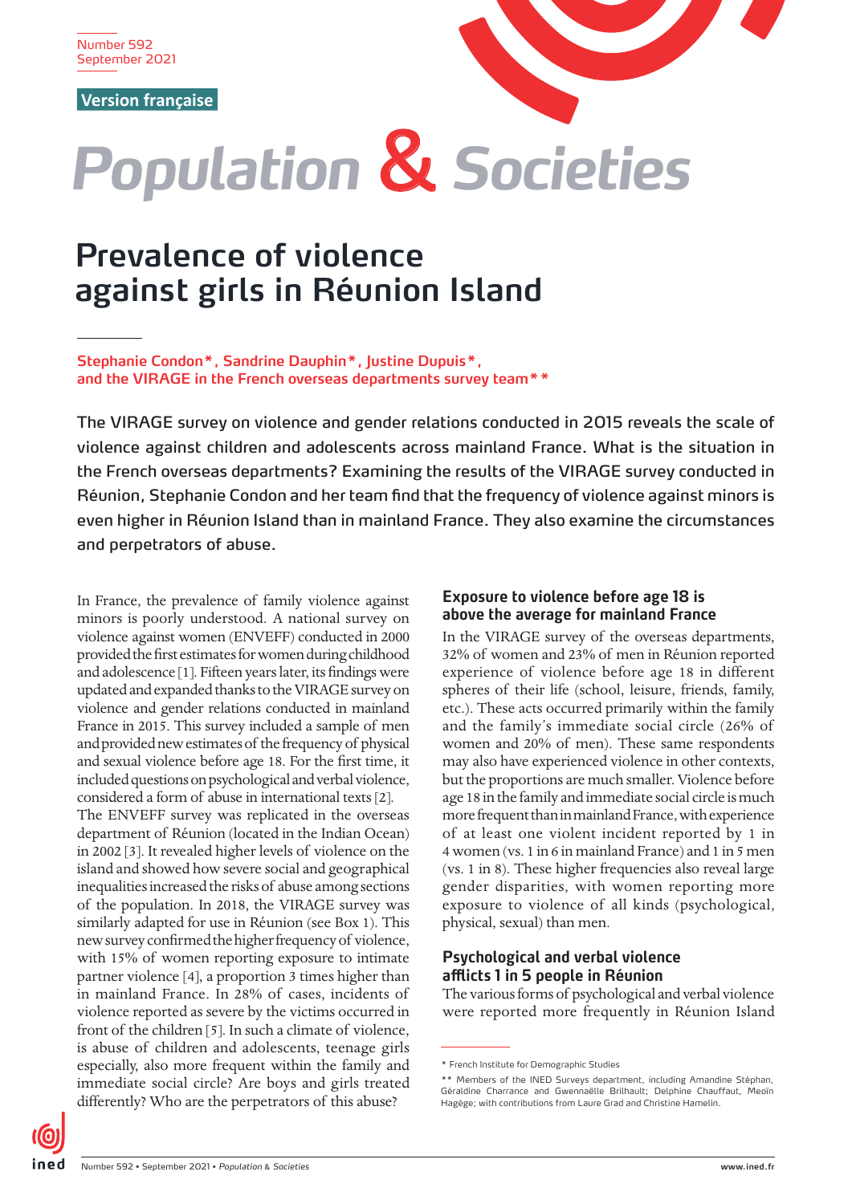Number 592
September 2021

Version française

# Population & Societies

## Prevalence of violence against girls in Réunion Island

**Stephanie Condon\*, Sandrine Dauphin\*, Justine Dupuis\*, and the VIRAGE in the French overseas departments survey team\*\***

The VIRAGE survey on violence and gender relations conducted in 2015 reveals the scale of violence against children and adolescents across mainland France. What is the situation in the French overseas departments? Examining the results of the VIRAGE survey conducted in Réunion, Stephanie Condon and her team find that the frequency of violence against minors is even higher in Réunion Island than in mainland France. They also examine the circumstances and perpetrators of abuse.

In France, the prevalence of family violence against minors is poorly understood. A national survey on violence against women (ENVEFF) conducted in 2000 provided the first estimates for women during childhood and adolescence [1]. Fifteen years later, its findings were updated and expanded thanks to the VIRAGE survey on violence and gender relations conducted in mainland France in 2015. This survey included a sample of men and provided new estimates of the frequency of physical and sexual violence before age 18. For the first time, it included questions on psychological and verbal violence, considered a form of abuse in international texts [2].

The ENVEFF survey was replicated in the overseas department of Réunion (located in the Indian Ocean) in 2002 [3]. It revealed higher levels of violence on the island and showed how severe social and geographical inequalities increased the risks of abuse among sections of the population. In 2018, the VIRAGE survey was similarly adapted for use in Réunion (see Box 1). This new survey confirmed the higher frequency of violence, with 15% of women reporting exposure to intimate partner violence [4], a proportion 3 times higher than in mainland France. In 28% of cases, incidents of violence reported as severe by the victims occurred in front of the children [5]. In such a climate of violence, is abuse of children and adolescents, teenage girls especially, also more frequent within the family and immediate social circle? Are boys and girls treated differently? Who are the perpetrators of this abuse?

### Exposure to violence before age 18 is above the average for mainland France

In the VIRAGE survey of the overseas departments, 32% of women and 23% of men in Réunion reported experience of violence before age 18 in different spheres of their life (school, leisure, friends, family, etc.). These acts occurred primarily within the family and the family's immediate social circle (26% of women and 20% of men). These same respondents may also have experienced violence in other contexts, but the proportions are much smaller. Violence before age 18 in the family and immediate social circle is much more frequent than in mainland France, with experience of at least one violent incident reported by 1 in 4 women (vs. 1 in 6 in mainland France) and 1 in 5 men (vs. 1 in 8). These higher frequencies also reveal large gender disparities, with women reporting more exposure to violence of all kinds (psychological, physical, sexual) than men.

### Psychological and verbal violence afflicts 1 in 5 people in Réunion

The various forms of psychological and verbal violence were reported more frequently in Réunion Island

\* French Institute for Demographic Studies

\*\* Members of the INED Surveys department, including Amandine Stéphan, Géraldine Charrance and Gwennaëlle Brilhault; Delphine Chauffaut, Meoïn Hagège; with contributions from Laure Grad and Christine Hamelin.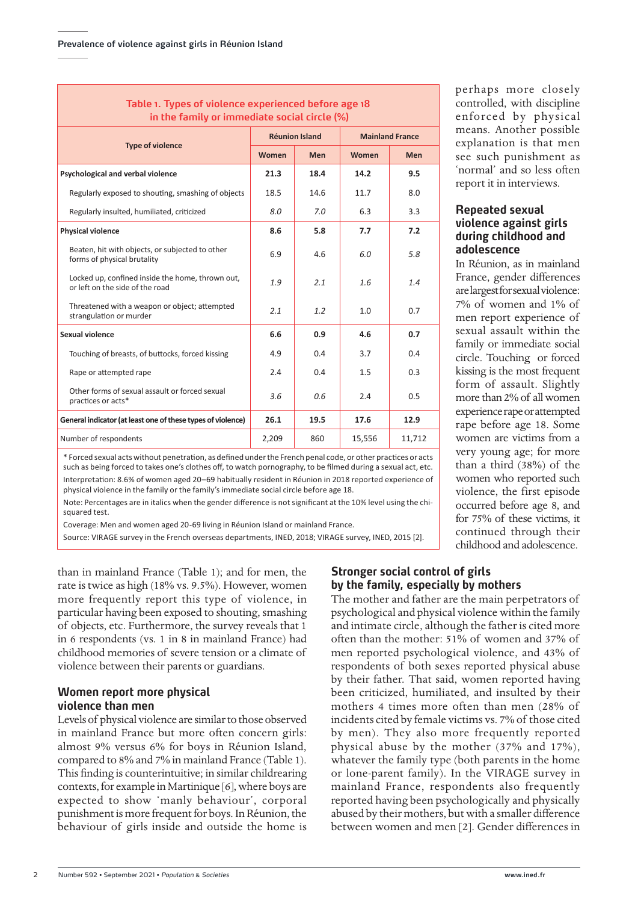**Table 1. Types of violence experienced before age 18 in the family or immediate social circle (%)**

| Type of violence | Réunion Island | | Mainland France | |
|---|---|---|---|---|
| | Women | Men | Women | Men |
| **Psychological and verbal violence** | **21.3** | **18.4** | **14.2** | **9.5** |
| Regularly exposed to shouting, smashing of objects | 18.5 | 14.6 | 11.7 | 8.0 |
| Regularly insulted, humiliated, criticized | *8.0* | *7.0* | 6.3 | 3.3 |
| **Physical violence** | **8.6** | **5.8** | **7.7** | **7.2** |
| Beaten, hit with objects, or subjected to other forms of physical brutality | 6.9 | 4.6 | *6.0* | *5.8* |
| Locked up, confined inside the home, thrown out, or left on the side of the road | *1.9* | *2.1* | *1.6* | *1.4* |
| Threatened with a weapon or object; attempted strangulation or murder | *2.1* | *1.2* | 1.0 | 0.7 |
| **Sexual violence** | **6.6** | **0.9** | **4.6** | **0.7** |
| Touching of breasts, of buttocks, forced kissing | 4.9 | 0.4 | 3.7 | 0.4 |
| Rape or attempted rape | 2.4 | 0.4 | 1.5 | 0.3 |
| Other forms of sexual assault or forced sexual practices or acts* | *3.6* | *0.6* | 2.4 | 0.5 |
| **General indicator (at least one of these types of violence)** | **26.1** | **19.5** | **17.6** | **12.9** |
| Number of respondents | 2,209 | 860 | 15,556 | 11,712 |

\* Forced sexual acts without penetration, as defined under the French penal code, or other practices or acts such as being forced to takes one's clothes off, to watch pornography, to be filmed during a sexual act, etc.

Interpretation: 8.6% of women aged 20–69 habitually resident in Réunion in 2018 reported experience of physical violence in the family or the family's immediate social circle before age 18.

Note: Percentages are in italics when the gender difference is not significant at the 10% level using the chi-squared test.

Coverage: Men and women aged 20-69 living in Réunion Island or mainland France.

Source: VIRAGE survey in the French overseas departments, INED, 2018; VIRAGE survey, INED, 2015 [2].

than in mainland France (Table 1); and for men, the rate is twice as high (18% vs. 9.5%). However, women more frequently report this type of violence, in particular having been exposed to shouting, smashing of objects, etc. Furthermore, the survey reveals that 1 in 6 respondents (vs. 1 in 8 in mainland France) had childhood memories of severe tension or a climate of violence between their parents or guardians.

## Women report more physical violence than men

Levels of physical violence are similar to those observed in mainland France but more often concern girls: almost 9% versus 6% for boys in Réunion Island, compared to 8% and 7% in mainland France (Table 1). This finding is counterintuitive; in similar childrearing contexts, for example in Martinique [6], where boys are expected to show 'manly behaviour', corporal punishment is more frequent for boys. In Réunion, the behaviour of girls inside and outside the home is perhaps more closely controlled, with discipline enforced by physical means. Another possible explanation is that men see such punishment as 'normal' and so less often report it in interviews.

## Repeated sexual violence against girls during childhood and adolescence

In Réunion, as in mainland France, gender differences are largest for sexual violence: 7% of women and 1% of men report experience of sexual assault within the family or immediate social circle. Touching or forced kissing is the most frequent form of assault. Slightly more than 2% of all women experience rape or attempted rape before age 18. Some women are victims from a very young age; for more than a third (38%) of the women who reported such violence, the first episode occurred before age 8, and for 75% of these victims, it continued through their childhood and adolescence.

## Stronger social control of girls by the family, especially by mothers

The mother and father are the main perpetrators of psychological and physical violence within the family and intimate circle, although the father is cited more often than the mother: 51% of women and 37% of men reported psychological violence, and 43% of respondents of both sexes reported physical abuse by their father. That said, women reported having been criticized, humiliated, and insulted by their mothers 4 times more often than men (28% of incidents cited by female victims vs. 7% of those cited by men). They also more frequently reported physical abuse by the mother (37% and 17%), whatever the family type (both parents in the home or lone-parent family). In the VIRAGE survey in mainland France, respondents also frequently reported having been psychologically and physically abused by their mothers, but with a smaller difference between women and men [2]. Gender differences in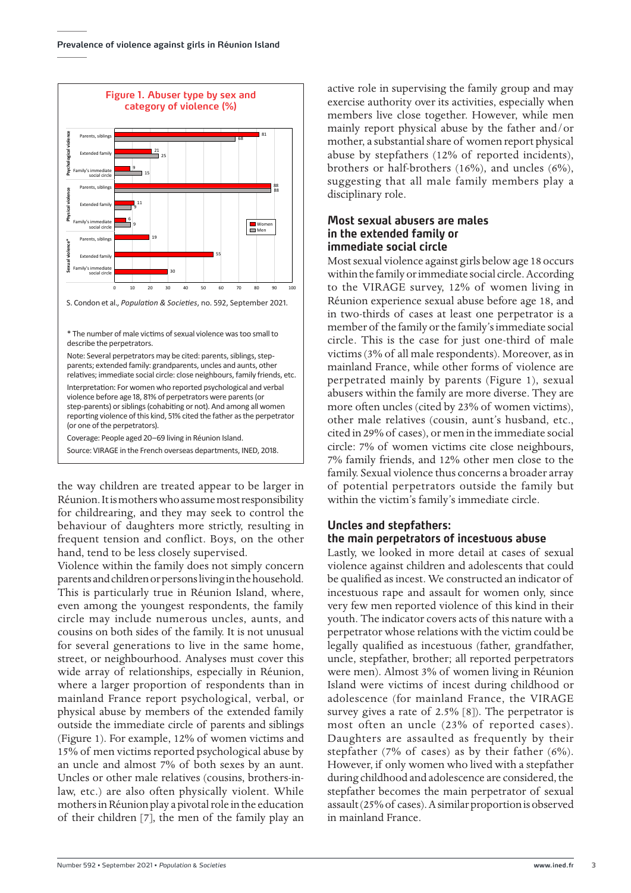**Figure 1. Abuser type by sex and category of violence (%)**

| Category of violence | Abuser type | Women | Men |
|---|---|---|---|
| Psychological violence | Parents, siblings | 81 | 68 |
| | Extended family | 21 | 25 |
| | Family's immediate social circle | 9 | 15 |
| Physical violence | Parents, siblings | 88 | 88 |
| | Extended family | 11 | 9 |
| | Family's immediate social circle | 6 | 9 |
| Sexual violence* | Parents, siblings | 19 | |
| | Extended family | 55 | |
| | Family's immediate social circle | 30 | |

S. Condon et al., *Population & Societies*, no. 592, September 2021.

\* The number of male victims of sexual violence was too small to describe the perpetrators.

Note: Several perpetrators may be cited: parents, siblings, step-parents; extended family: grandparents, uncles and aunts, other relatives; immediate social circle: close neighbours, family friends, etc.

Interpretation: For women who reported psychological and verbal violence before age 18, 81% of perpetrators were parents (or step-parents) or siblings (cohabiting or not). And among all women reporting violence of this kind, 51% cited the father as the perpetrator (or one of the perpetrators).

Coverage: People aged 20–69 living in Réunion Island.

Source: VIRAGE in the French overseas departments, INED, 2018.

the way children are treated appear to be larger in Réunion. It is mothers who assume most responsibility for childrearing, and they may seek to control the behaviour of daughters more strictly, resulting in frequent tension and conflict. Boys, on the other hand, tend to be less closely supervised.

Violence within the family does not simply concern parents and children or persons living in the household. This is particularly true in Réunion Island, where, even among the youngest respondents, the family circle may include numerous uncles, aunts, and cousins on both sides of the family. It is not unusual for several generations to live in the same home, street, or neighbourhood. Analyses must cover this wide array of relationships, especially in Réunion, where a larger proportion of respondents than in mainland France report psychological, verbal, or physical abuse by members of the extended family outside the immediate circle of parents and siblings (Figure 1). For example, 12% of women victims and 15% of men victims reported psychological abuse by an uncle and almost 7% of both sexes by an aunt. Uncles or other male relatives (cousins, brothers-in-law, etc.) are also often physically violent. While mothers in Réunion play a pivotal role in the education of their children [7], the men of the family play an active role in supervising the family group and may exercise authority over its activities, especially when members live close together. However, while men mainly report physical abuse by the father and/or mother, a substantial share of women report physical abuse by stepfathers (12% of reported incidents), brothers or half-brothers (16%), and uncles (6%), suggesting that all male family members play a disciplinary role.

## Most sexual abusers are males in the extended family or immediate social circle

Most sexual violence against girls below age 18 occurs within the family or immediate social circle. According to the VIRAGE survey, 12% of women living in Réunion experience sexual abuse before age 18, and in two-thirds of cases at least one perpetrator is a member of the family or the family's immediate social circle. This is the case for just one-third of male victims (3% of all male respondents). Moreover, as in mainland France, while other forms of violence are perpetrated mainly by parents (Figure 1), sexual abusers within the family are more diverse. They are more often uncles (cited by 23% of women victims), other male relatives (cousin, aunt's husband, etc., cited in 29% of cases), or men in the immediate social circle: 7% of women victims cite close neighbours, 7% family friends, and 12% other men close to the family. Sexual violence thus concerns a broader array of potential perpetrators outside the family but within the victim's family's immediate circle.

## Uncles and stepfathers: the main perpetrators of incestuous abuse

Lastly, we looked in more detail at cases of sexual violence against children and adolescents that could be qualified as incest. We constructed an indicator of incestuous rape and assault for women only, since very few men reported violence of this kind in their youth. The indicator covers acts of this nature with a perpetrator whose relations with the victim could be legally qualified as incestuous (father, grandfather, uncle, stepfather, brother; all reported perpetrators were men). Almost 3% of women living in Réunion Island were victims of incest during childhood or adolescence (for mainland France, the VIRAGE survey gives a rate of 2.5% [8]). The perpetrator is most often an uncle (23% of reported cases). Daughters are assaulted as frequently by their stepfather (7% of cases) as by their father (6%). However, if only women who lived with a stepfather during childhood and adolescence are considered, the stepfather becomes the main perpetrator of sexual assault (25% of cases). A similar proportion is observed in mainland France.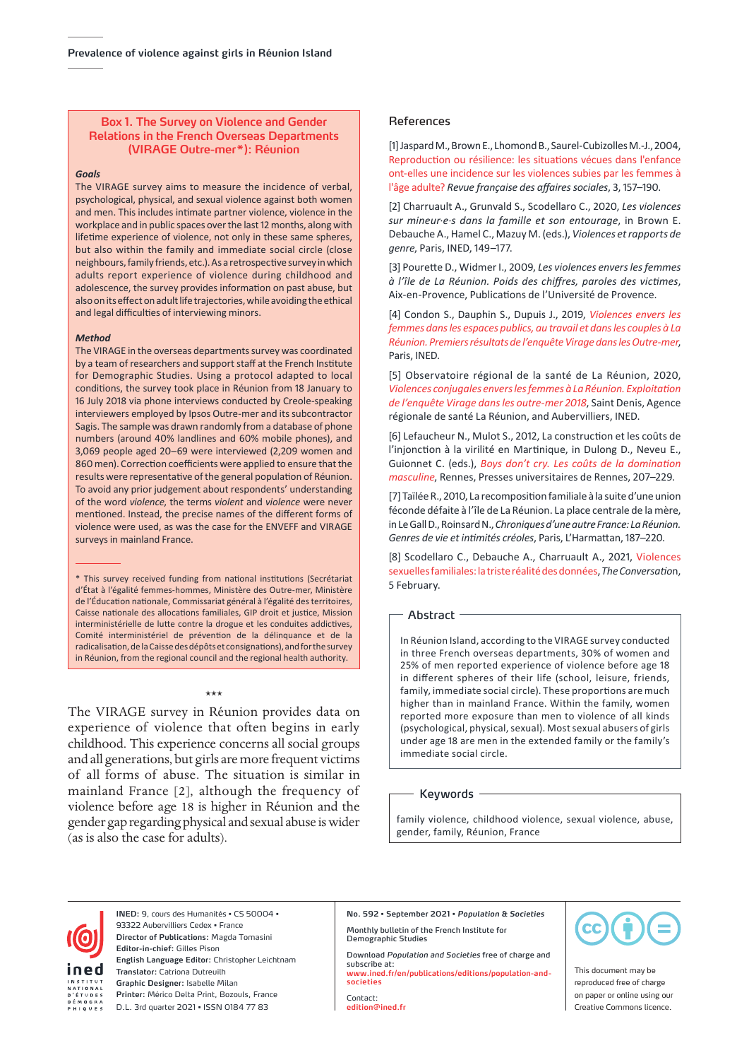## Box 1. The Survey on Violence and Gender Relations in the French Overseas Departments (VIRAGE Outre-mer*): Réunion

***Goals***

The VIRAGE survey aims to measure the incidence of verbal, psychological, physical, and sexual violence against both women and men. This includes intimate partner violence, violence in the workplace and in public spaces over the last 12 months, along with lifetime experience of violence, not only in these same spheres, but also within the family and immediate social circle (close neighbours, family friends, etc.). As a retrospective survey in which adults report experience of violence during childhood and adolescence, the survey provides information on past abuse, but also on its effect on adult life trajectories, while avoiding the ethical and legal difficulties of interviewing minors.

***Method***

The VIRAGE in the overseas departments survey was coordinated by a team of researchers and support staff at the French Institute for Demographic Studies. Using a protocol adapted to local conditions, the survey took place in Réunion from 18 January to 16 July 2018 via phone interviews conducted by Creole-speaking interviewers employed by Ipsos Outre-mer and its subcontractor Sagis. The sample was drawn randomly from a database of phone numbers (around 40% landlines and 60% mobile phones), and 3,069 people aged 20–69 were interviewed (2,209 women and 860 men). Correction coefficients were applied to ensure that the results were representative of the general population of Réunion. To avoid any prior judgement about respondents' understanding of the word *violence*, the terms *violent* and *violence* were never mentioned. Instead, the precise names of the different forms of violence were used, as was the case for the ENVEFF and VIRAGE surveys in mainland France.

\* This survey received funding from national institutions (Secrétariat d'État à l'égalité femmes-hommes, Ministère des Outre-mer, Ministère de l'Éducation nationale, Commissariat général à l'égalité des territoires, Caisse nationale des allocations familiales, GIP droit et justice, Mission interministérielle de lutte contre la drogue et les conduites addictives, Comité interministériel de prévention de la délinquance et de la radicalisation, de la Caisse des dépôts et consignations), and for the survey in Réunion, from the regional council and the regional health authority.

\*\*\*

The VIRAGE survey in Réunion provides data on experience of violence that often begins in early childhood. This experience concerns all social groups and all generations, but girls are more frequent victims of all forms of abuse. The situation is similar in mainland France [2], although the frequency of violence before age 18 is higher in Réunion and the gender gap regarding physical and sexual abuse is wider (as is also the case for adults).

## References

[1] Jaspard M., Brown E., Lhomond B., Saurel-Cubizolles M.-J., 2004, Reproduction ou résilience: les situations vécues dans l'enfance ont-elles une incidence sur les violences subies par les femmes à l'âge adulte? *Revue française des affaires sociales*, 3, 157–190.

[2] Charruault A., Grunvald S., Scodellaro C., 2020, *Les violences sur mineur·e·s dans la famille et son entourage*, in Brown E. Debauche A., Hamel C., Mazuy M. (eds.), *Violences et rapports de genre*, Paris, INED, 149–177.

[3] Pourette D., Widmer I., 2009, *Les violences envers les femmes à l'île de La Réunion. Poids des chiffres, paroles des victimes*, Aix-en-Provence, Publications de l'Université de Provence.

[4] Condon S., Dauphin S., Dupuis J., 2019, *Violences envers les femmes dans les espaces publics, au travail et dans les couples à La Réunion. Premiers résultats de l'enquête Virage dans les Outre-mer*, Paris, INED.

[5] Observatoire régional de la santé de La Réunion, 2020, *Violences conjugales envers les femmes à La Réunion. Exploitation de l'enquête Virage dans les outre-mer 2018*, Saint Denis, Agence régionale de santé La Réunion, and Aubervilliers, INED.

[6] Lefaucheur N., Mulot S., 2012, La construction et les coûts de l'injonction à la virilité en Martinique, in Dulong D., Neveu E., Guionnet C. (eds.), *Boys don't cry. Les coûts de la domination masculine*, Rennes, Presses universitaires de Rennes, 207–229.

[7] Taïlée R., 2010, La recomposition familiale à la suite d'une union féconde défaite à l'île de La Réunion. La place centrale de la mère, in Le Gall D., Roinsard N., *Chroniques d'une autre France: La Réunion. Genres de vie et intimités créoles*, Paris, L'Harmattan, 187–220.

[8] Scodellaro C., Debauche A., Charruault A., 2021, Violences sexuelles familiales: la triste réalité des données, *The Conversation*, 5 February.

## Abstract

In Réunion Island, according to the VIRAGE survey conducted in three French overseas departments, 30% of women and 25% of men reported experience of violence before age 18 in different spheres of their life (school, leisure, friends, family, immediate social circle). These proportions are much higher than in mainland France. Within the family, women reported more exposure than men to violence of all kinds (psychological, physical, sexual). Most sexual abusers of girls under age 18 are men in the extended family or the family's immediate social circle.

## Keywords

family violence, childhood violence, sexual violence, abuse, gender, family, Réunion, France

**INED:** 9, cours des Humanités • CS 50004 • 93322 Aubervilliers Cedex • France
**Director of Publications:** Magda Tomasini
**Editor-in-chief:** Gilles Pison
**English Language Editor:** Christopher Leichtnam
**Translator:** Catriona Dutreuilh
**Graphic Designer:** Isabelle Milan
**Printer:** Mérico Delta Print, Bozouls, France
D.L. 3rd quarter 2021 • ISSN 0184 77 83

**No. 592 • September 2021 • *Population & Societies***

Monthly bulletin of the French Institute for Demographic Studies

Download *Population and Societies* free of charge and subscribe at:
www.ined.fr/en/publications/editions/population-and-societies

Contact:
edition@ined.fr

This document may be reproduced free of charge on paper or online using our Creative Commons licence.